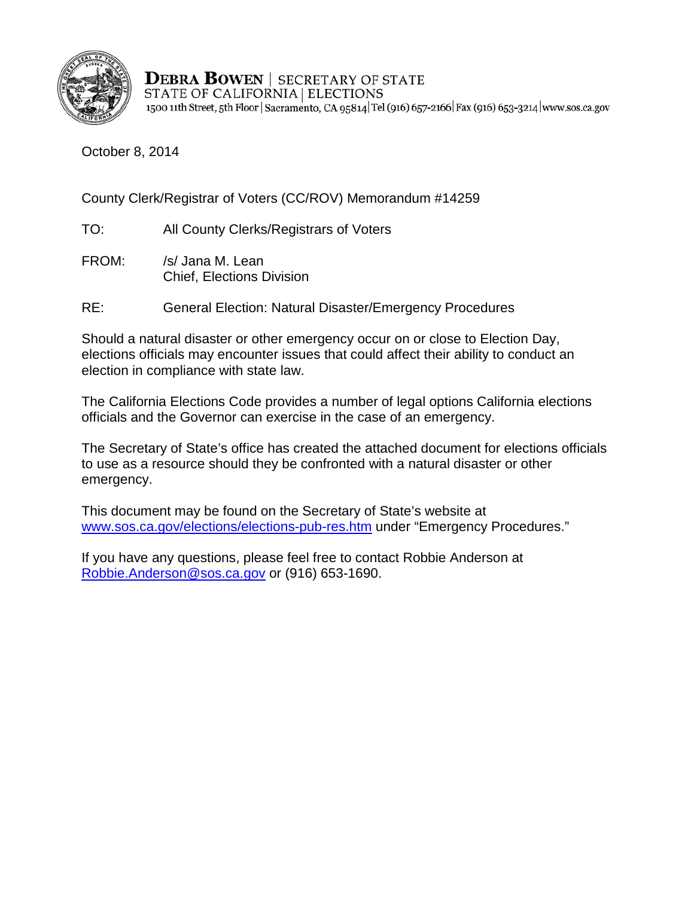**DEBRA BOWEN** | SECRETARY OF STATE
STATE OF CALIFORNIA | ELECTIONS
1500 11th Street, 5th Floor | Sacramento, CA 95814 | Tel (916) 657-2166 | Fax (916) 653-3214 | www.sos.ca.gov

October 8, 2014

County Clerk/Registrar of Voters (CC/ROV) Memorandum #14259

TO: All County Clerks/Registrars of Voters

FROM: /s/ Jana M. Lean
Chief, Elections Division

RE: General Election: Natural Disaster/Emergency Procedures

Should a natural disaster or other emergency occur on or close to Election Day, elections officials may encounter issues that could affect their ability to conduct an election in compliance with state law.

The California Elections Code provides a number of legal options California elections officials and the Governor can exercise in the case of an emergency.

The Secretary of State's office has created the attached document for elections officials to use as a resource should they be confronted with a natural disaster or other emergency.

This document may be found on the Secretary of State's website at www.sos.ca.gov/elections/elections-pub-res.htm under "Emergency Procedures."

If you have any questions, please feel free to contact Robbie Anderson at Robbie.Anderson@sos.ca.gov or (916) 653-1690.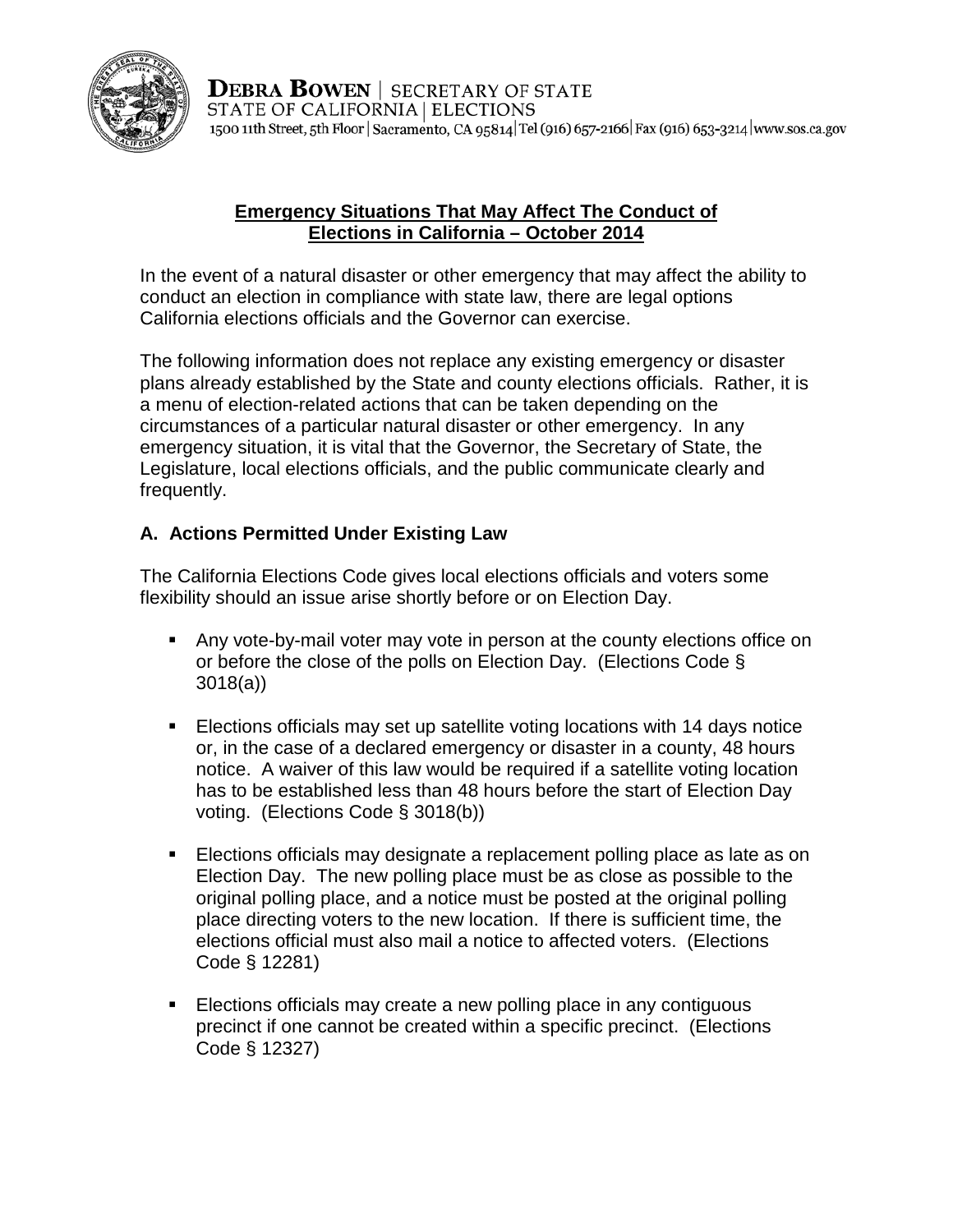**DEBRA BOWEN** | SECRETARY OF STATE
STATE OF CALIFORNIA | ELECTIONS
1500 11th Street, 5th Floor | Sacramento, CA 95814 | Tel (916) 657-2166 | Fax (916) 653-3214 | www.sos.ca.gov

## Emergency Situations That May Affect The Conduct of Elections in California – October 2014

In the event of a natural disaster or other emergency that may affect the ability to conduct an election in compliance with state law, there are legal options California elections officials and the Governor can exercise.

The following information does not replace any existing emergency or disaster plans already established by the State and county elections officials. Rather, it is a menu of election-related actions that can be taken depending on the circumstances of a particular natural disaster or other emergency. In any emergency situation, it is vital that the Governor, the Secretary of State, the Legislature, local elections officials, and the public communicate clearly and frequently.

### A. Actions Permitted Under Existing Law

The California Elections Code gives local elections officials and voters some flexibility should an issue arise shortly before or on Election Day.

- Any vote-by-mail voter may vote in person at the county elections office on or before the close of the polls on Election Day. (Elections Code § 3018(a))
- Elections officials may set up satellite voting locations with 14 days notice or, in the case of a declared emergency or disaster in a county, 48 hours notice. A waiver of this law would be required if a satellite voting location has to be established less than 48 hours before the start of Election Day voting. (Elections Code § 3018(b))
- Elections officials may designate a replacement polling place as late as on Election Day. The new polling place must be as close as possible to the original polling place, and a notice must be posted at the original polling place directing voters to the new location. If there is sufficient time, the elections official must also mail a notice to affected voters. (Elections Code § 12281)
- Elections officials may create a new polling place in any contiguous precinct if one cannot be created within a specific precinct. (Elections Code § 12327)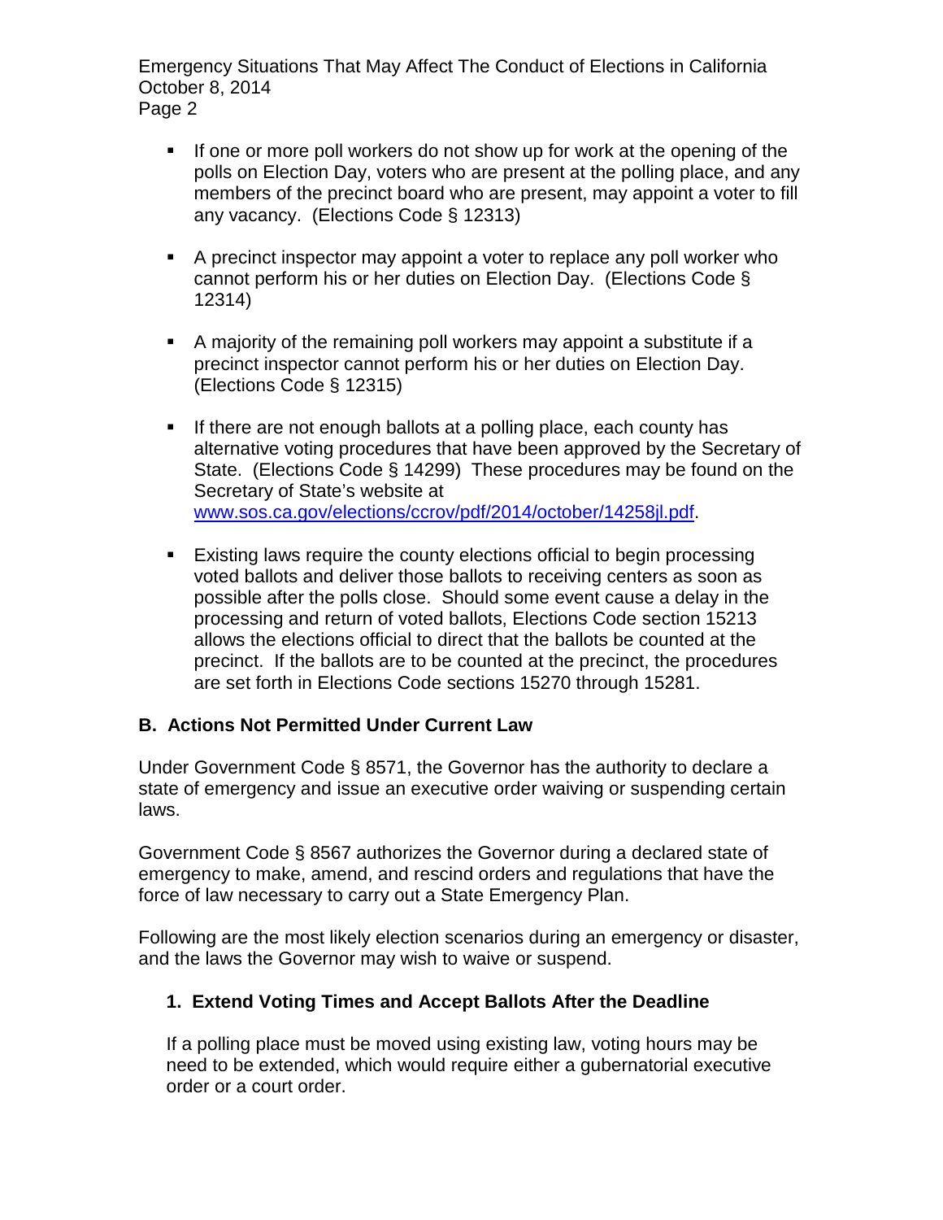- If one or more poll workers do not show up for work at the opening of the polls on Election Day, voters who are present at the polling place, and any members of the precinct board who are present, may appoint a voter to fill any vacancy. (Elections Code § 12313)

- A precinct inspector may appoint a voter to replace any poll worker who cannot perform his or her duties on Election Day. (Elections Code § 12314)

- A majority of the remaining poll workers may appoint a substitute if a precinct inspector cannot perform his or her duties on Election Day. (Elections Code § 12315)

- If there are not enough ballots at a polling place, each county has alternative voting procedures that have been approved by the Secretary of State. (Elections Code § 14299) These procedures may be found on the Secretary of State's website at [www.sos.ca.gov/elections/ccrov/pdf/2014/october/14258jl.pdf](www.sos.ca.gov/elections/ccrov/pdf/2014/october/14258jl.pdf).

- Existing laws require the county elections official to begin processing voted ballots and deliver those ballots to receiving centers as soon as possible after the polls close. Should some event cause a delay in the processing and return of voted ballots, Elections Code section 15213 allows the elections official to direct that the ballots be counted at the precinct. If the ballots are to be counted at the precinct, the procedures are set forth in Elections Code sections 15270 through 15281.

## B. Actions Not Permitted Under Current Law

Under Government Code § 8571, the Governor has the authority to declare a state of emergency and issue an executive order waiving or suspending certain laws.

Government Code § 8567 authorizes the Governor during a declared state of emergency to make, amend, and rescind orders and regulations that have the force of law necessary to carry out a State Emergency Plan.

Following are the most likely election scenarios during an emergency or disaster, and the laws the Governor may wish to waive or suspend.

### 1. Extend Voting Times and Accept Ballots After the Deadline

If a polling place must be moved using existing law, voting hours may be need to be extended, which would require either a gubernatorial executive order or a court order.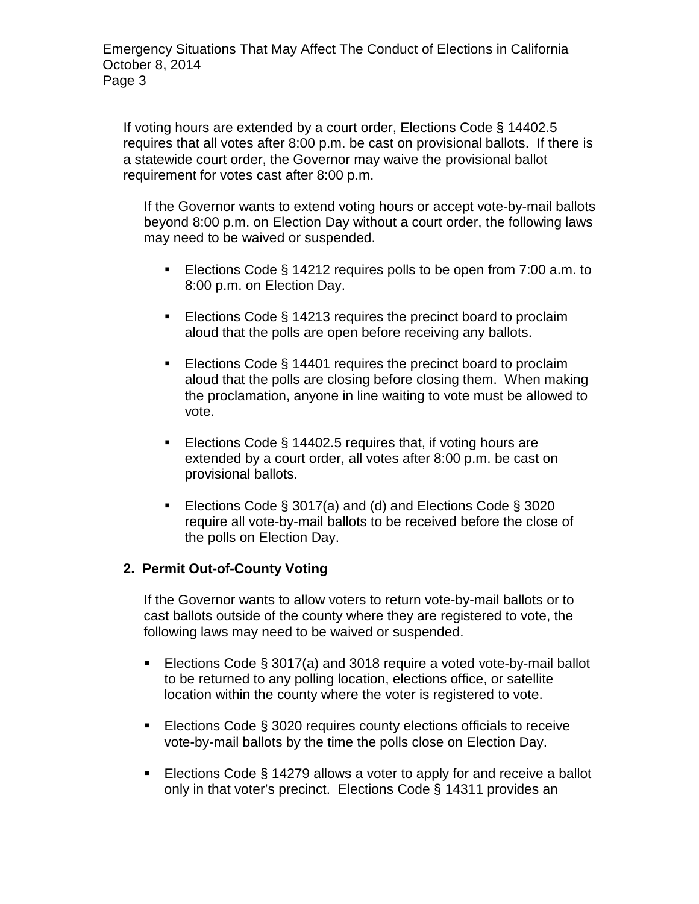If voting hours are extended by a court order, Elections Code § 14402.5 requires that all votes after 8:00 p.m. be cast on provisional ballots. If there is a statewide court order, the Governor may waive the provisional ballot requirement for votes cast after 8:00 p.m.

If the Governor wants to extend voting hours or accept vote-by-mail ballots beyond 8:00 p.m. on Election Day without a court order, the following laws may need to be waived or suspended.

- Elections Code § 14212 requires polls to be open from 7:00 a.m. to 8:00 p.m. on Election Day.
- Elections Code § 14213 requires the precinct board to proclaim aloud that the polls are open before receiving any ballots.
- Elections Code § 14401 requires the precinct board to proclaim aloud that the polls are closing before closing them. When making the proclamation, anyone in line waiting to vote must be allowed to vote.
- Elections Code § 14402.5 requires that, if voting hours are extended by a court order, all votes after 8:00 p.m. be cast on provisional ballots.
- Elections Code § 3017(a) and (d) and Elections Code § 3020 require all vote-by-mail ballots to be received before the close of the polls on Election Day.

**2. Permit Out-of-County Voting**

If the Governor wants to allow voters to return vote-by-mail ballots or to cast ballots outside of the county where they are registered to vote, the following laws may need to be waived or suspended.

- Elections Code § 3017(a) and 3018 require a voted vote-by-mail ballot to be returned to any polling location, elections office, or satellite location within the county where the voter is registered to vote.
- Elections Code § 3020 requires county elections officials to receive vote-by-mail ballots by the time the polls close on Election Day.
- Elections Code § 14279 allows a voter to apply for and receive a ballot only in that voter's precinct. Elections Code § 14311 provides an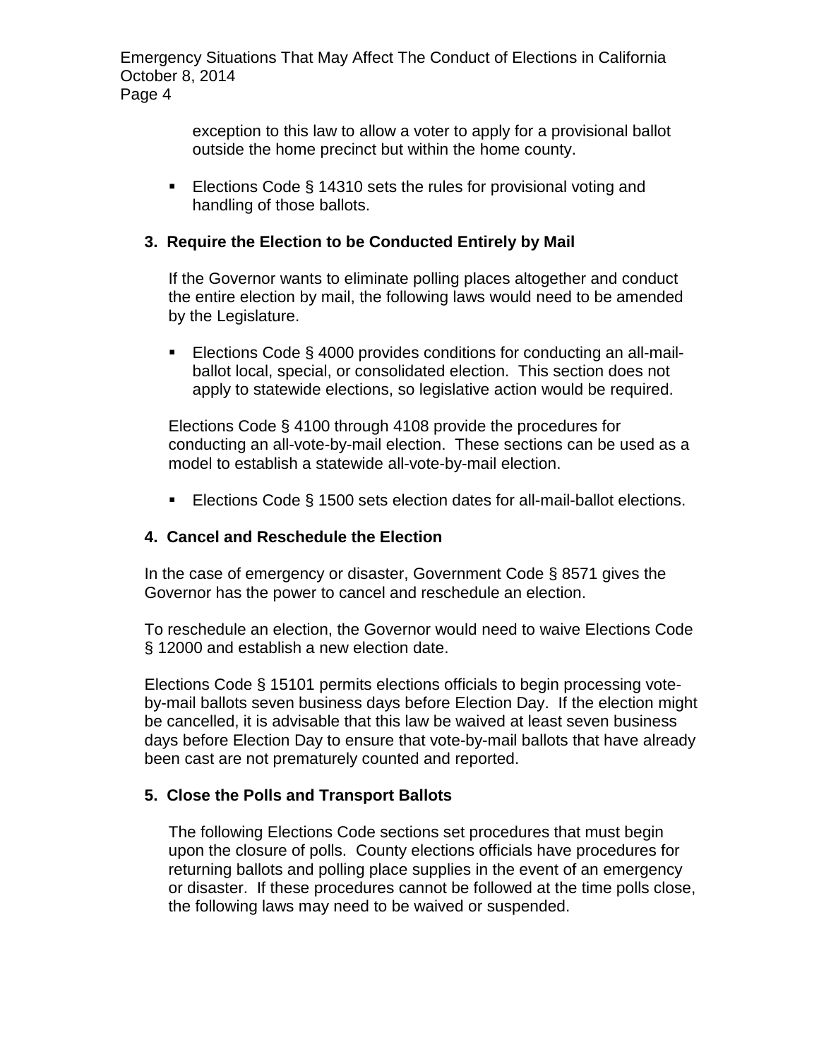exception to this law to allow a voter to apply for a provisional ballot outside the home precinct but within the home county.

- Elections Code § 14310 sets the rules for provisional voting and handling of those ballots.

### 3. Require the Election to be Conducted Entirely by Mail

If the Governor wants to eliminate polling places altogether and conduct the entire election by mail, the following laws would need to be amended by the Legislature.

- Elections Code § 4000 provides conditions for conducting an all-mail-ballot local, special, or consolidated election. This section does not apply to statewide elections, so legislative action would be required.

Elections Code § 4100 through 4108 provide the procedures for conducting an all-vote-by-mail election. These sections can be used as a model to establish a statewide all-vote-by-mail election.

- Elections Code § 1500 sets election dates for all-mail-ballot elections.

### 4. Cancel and Reschedule the Election

In the case of emergency or disaster, Government Code § 8571 gives the Governor has the power to cancel and reschedule an election.

To reschedule an election, the Governor would need to waive Elections Code § 12000 and establish a new election date.

Elections Code § 15101 permits elections officials to begin processing vote-by-mail ballots seven business days before Election Day. If the election might be cancelled, it is advisable that this law be waived at least seven business days before Election Day to ensure that vote-by-mail ballots that have already been cast are not prematurely counted and reported.

### 5. Close the Polls and Transport Ballots

The following Elections Code sections set procedures that must begin upon the closure of polls. County elections officials have procedures for returning ballots and polling place supplies in the event of an emergency or disaster. If these procedures cannot be followed at the time polls close, the following laws may need to be waived or suspended.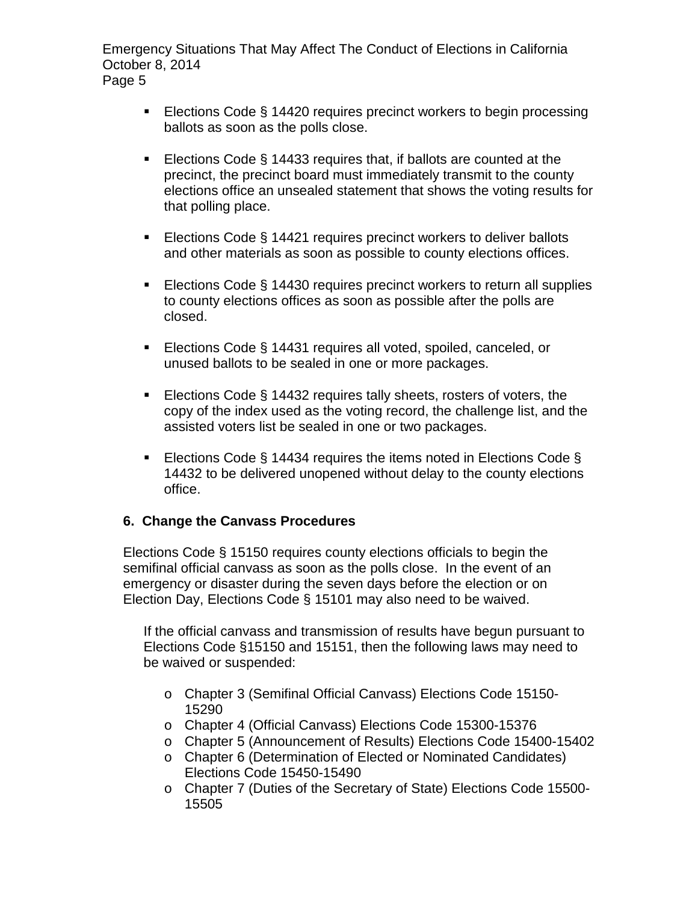- Elections Code § 14420 requires precinct workers to begin processing ballots as soon as the polls close.

- Elections Code § 14433 requires that, if ballots are counted at the precinct, the precinct board must immediately transmit to the county elections office an unsealed statement that shows the voting results for that polling place.

- Elections Code § 14421 requires precinct workers to deliver ballots and other materials as soon as possible to county elections offices.

- Elections Code § 14430 requires precinct workers to return all supplies to county elections offices as soon as possible after the polls are closed.

- Elections Code § 14431 requires all voted, spoiled, canceled, or unused ballots to be sealed in one or more packages.

- Elections Code § 14432 requires tally sheets, rosters of voters, the copy of the index used as the voting record, the challenge list, and the assisted voters list be sealed in one or two packages.

- Elections Code § 14434 requires the items noted in Elections Code § 14432 to be delivered unopened without delay to the county elections office.

**6. Change the Canvass Procedures**

Elections Code § 15150 requires county elections officials to begin the semifinal official canvass as soon as the polls close. In the event of an emergency or disaster during the seven days before the election or on Election Day, Elections Code § 15101 may also need to be waived.

If the official canvass and transmission of results have begun pursuant to Elections Code §15150 and 15151, then the following laws may need to be waived or suspended:

- Chapter 3 (Semifinal Official Canvass) Elections Code 15150-15290
- Chapter 4 (Official Canvass) Elections Code 15300-15376
- Chapter 5 (Announcement of Results) Elections Code 15400-15402
- Chapter 6 (Determination of Elected or Nominated Candidates) Elections Code 15450-15490
- Chapter 7 (Duties of the Secretary of State) Elections Code 15500-15505